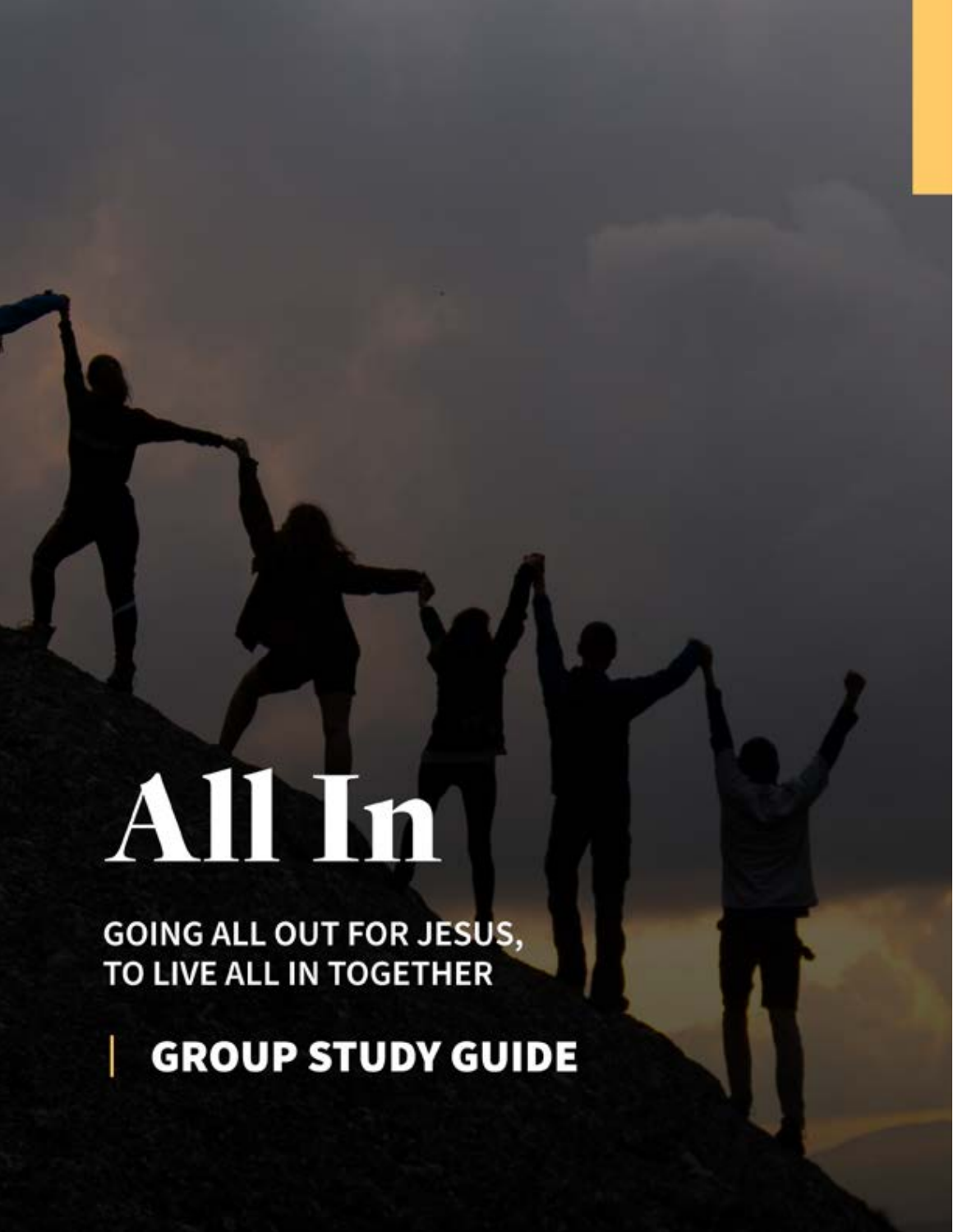# All In

GOING ALL OUT FOR JESUS, TO LIVE ALL IN TOGETHER

## GROUP STUDY GUIDE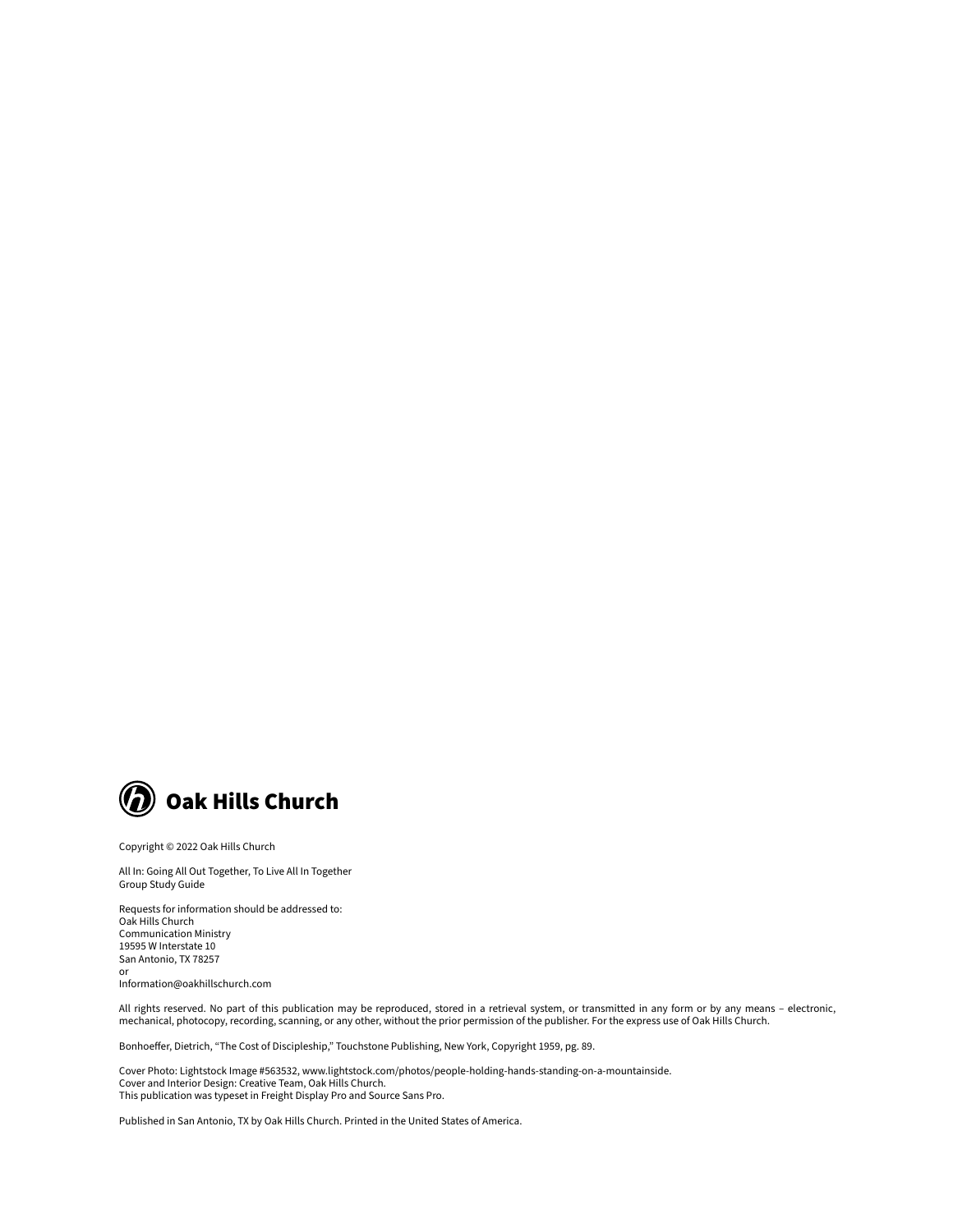**Oak Hills Church**

Copyright © 2022 Oak Hills Church

All In: Going All Out Together, To Live All In Together
Group Study Guide

Requests for information should be addressed to:
Oak Hills Church
Communication Ministry
19595 W Interstate 10
San Antonio, TX 78257
or
Information@oakhillschurch.com

All rights reserved. No part of this publication may be reproduced, stored in a retrieval system, or transmitted in any form or by any means – electronic, mechanical, photocopy, recording, scanning, or any other, without the prior permission of the publisher. For the express use of Oak Hills Church.

Bonhoeffer, Dietrich, “The Cost of Discipleship,” Touchstone Publishing, New York, Copyright 1959, pg. 89.

Cover Photo: Lightstock Image #563532, www.lightstock.com/photos/people-holding-hands-standing-on-a-mountainside.
Cover and Interior Design: Creative Team, Oak Hills Church.
This publication was typeset in Freight Display Pro and Source Sans Pro.

Published in San Antonio, TX by Oak Hills Church. Printed in the United States of America.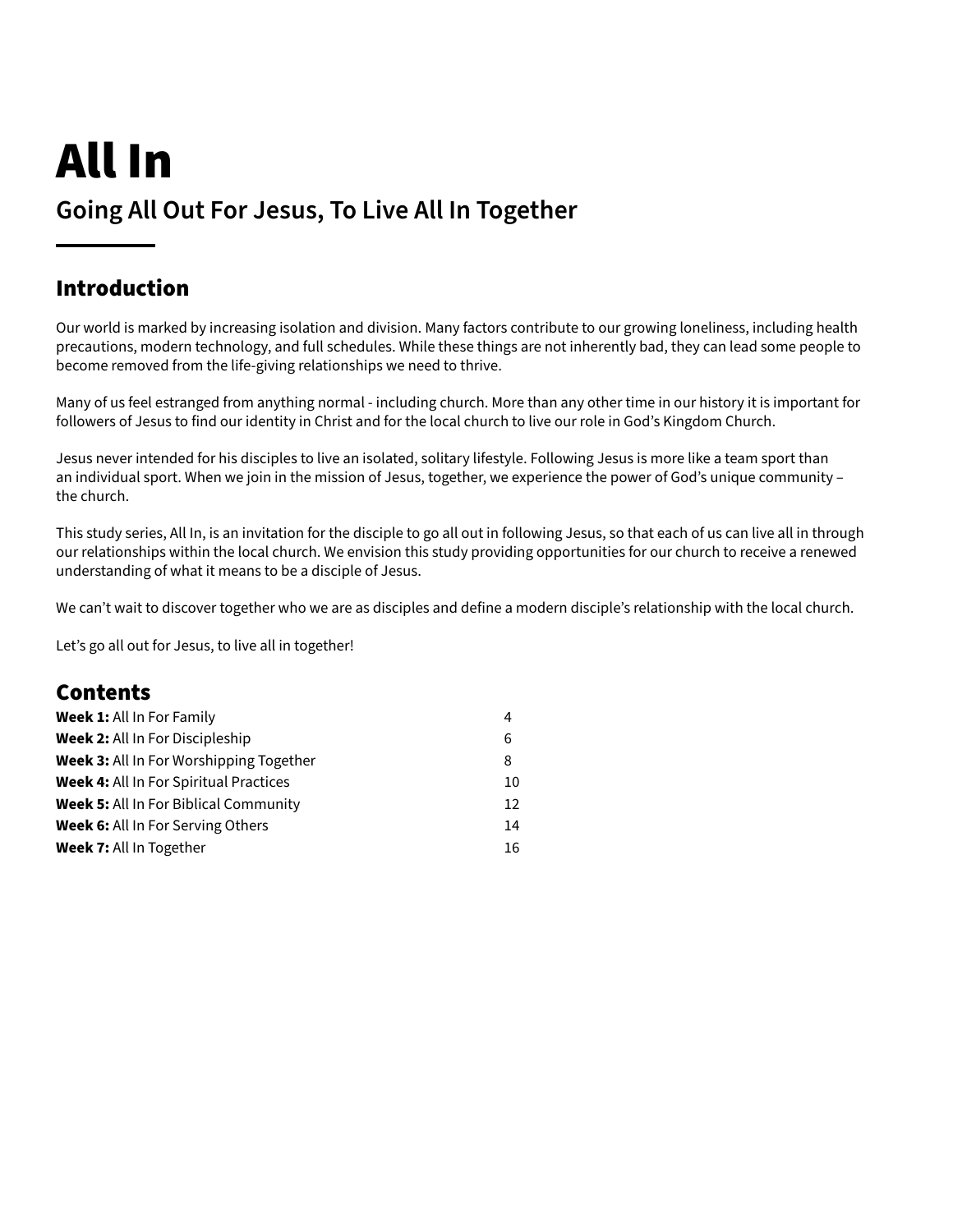# All In

## Going All Out For Jesus, To Live All In Together

## Introduction

Our world is marked by increasing isolation and division. Many factors contribute to our growing loneliness, including health precautions, modern technology, and full schedules. While these things are not inherently bad, they can lead some people to become removed from the life-giving relationships we need to thrive.

Many of us feel estranged from anything normal - including church. More than any other time in our history it is important for followers of Jesus to find our identity in Christ and for the local church to live our role in God's Kingdom Church.

Jesus never intended for his disciples to live an isolated, solitary lifestyle. Following Jesus is more like a team sport than an individual sport. When we join in the mission of Jesus, together, we experience the power of God's unique community – the church.

This study series, All In, is an invitation for the disciple to go all out in following Jesus, so that each of us can live all in through our relationships within the local church. We envision this study providing opportunities for our church to receive a renewed understanding of what it means to be a disciple of Jesus.

We can't wait to discover together who we are as disciples and define a modern disciple's relationship with the local church.

Let's go all out for Jesus, to live all in together!

## Contents

| | |
|---|---|
| **Week 1:** All In For Family | 4 |
| **Week 2:** All In For Discipleship | 6 |
| **Week 3:** All In For Worshipping Together | 8 |
| **Week 4:** All In For Spiritual Practices | 10 |
| **Week 5:** All In For Biblical Community | 12 |
| **Week 6:** All In For Serving Others | 14 |
| **Week 7:** All In Together | 16 |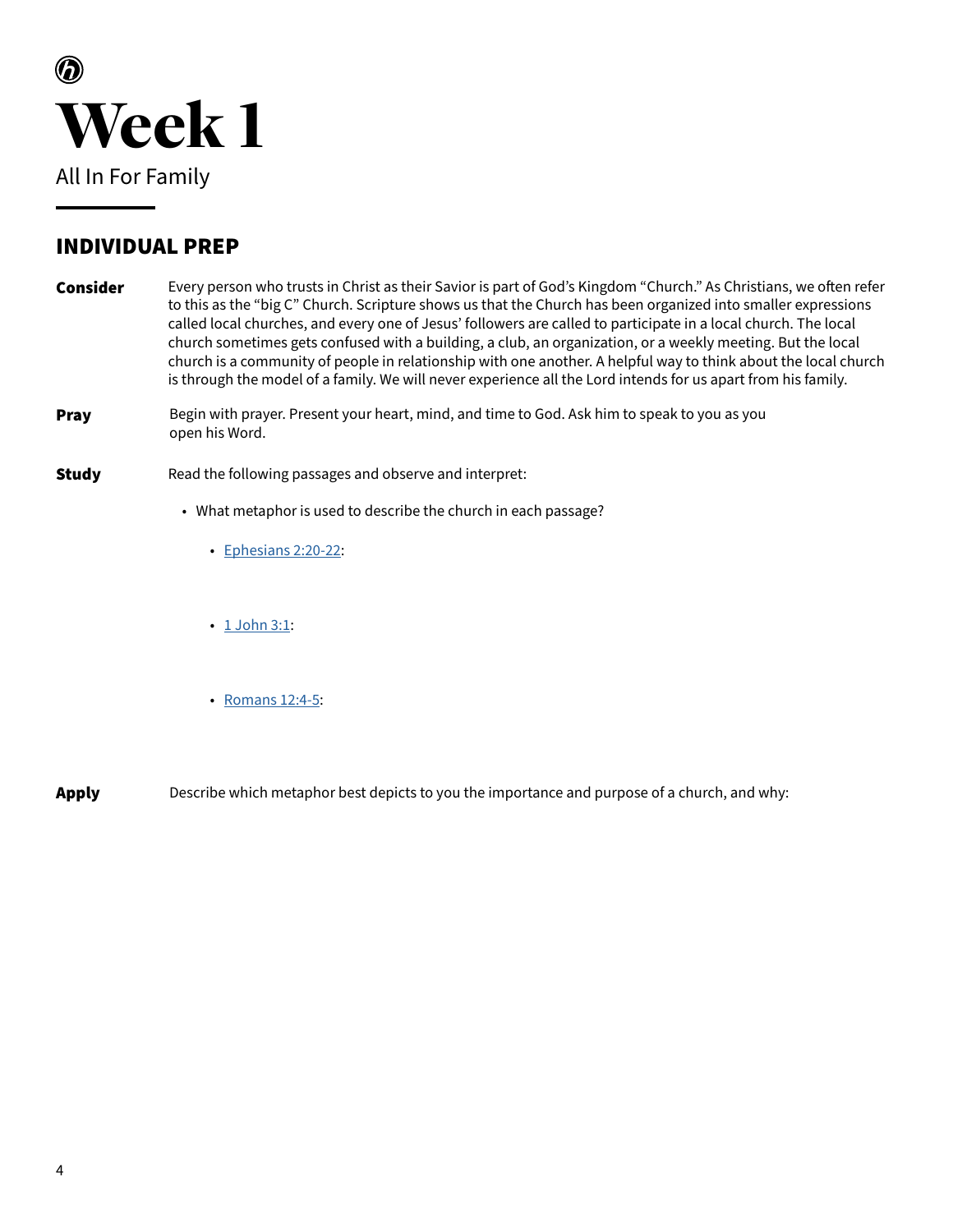# Week 1

All In For Family

## INDIVIDUAL PREP

**Consider** Every person who trusts in Christ as their Savior is part of God's Kingdom "Church." As Christians, we often refer to this as the "big C" Church. Scripture shows us that the Church has been organized into smaller expressions called local churches, and every one of Jesus' followers are called to participate in a local church. The local church sometimes gets confused with a building, a club, an organization, or a weekly meeting. But the local church is a community of people in relationship with one another. A helpful way to think about the local church is through the model of a family. We will never experience all the Lord intends for us apart from his family.

**Pray** Begin with prayer. Present your heart, mind, and time to God. Ask him to speak to you as you open his Word.

**Study** Read the following passages and observe and interpret:

- What metaphor is used to describe the church in each passage?
  - Ephesians 2:20-22:
  - 1 John 3:1:
  - Romans 12:4-5:

**Apply** Describe which metaphor best depicts to you the importance and purpose of a church, and why: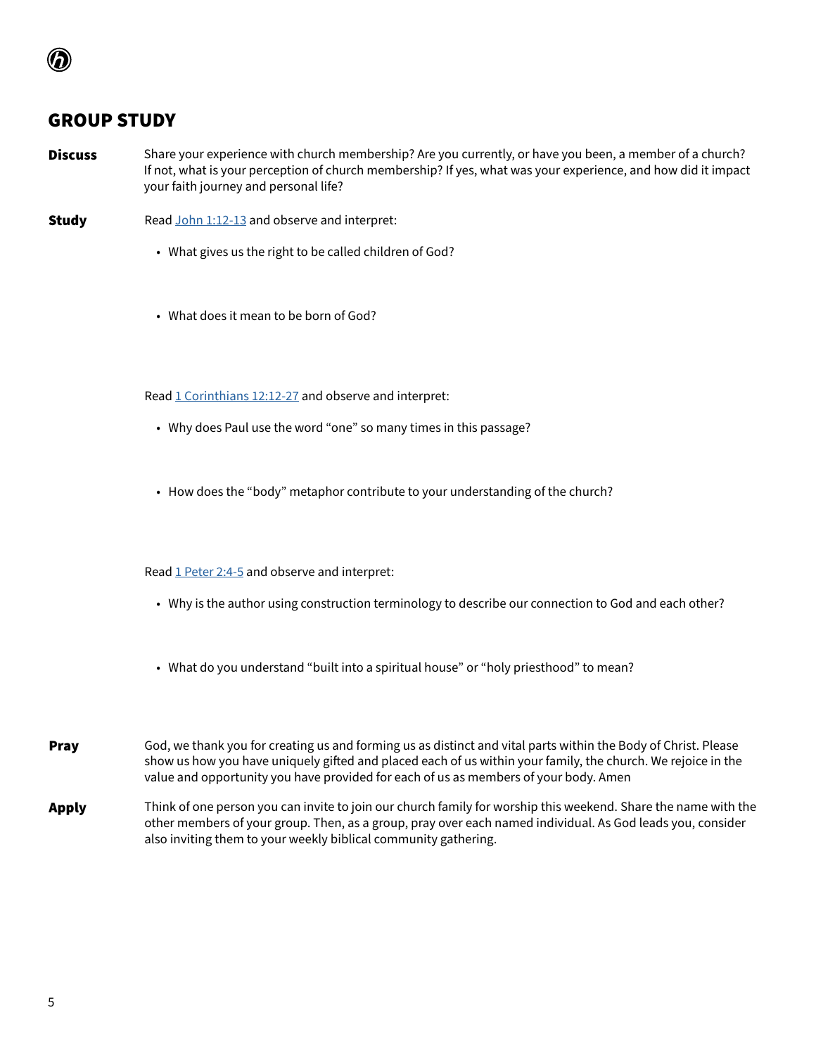## GROUP STUDY

**Discuss**

Share your experience with church membership? Are you currently, or have you been, a member of a church? If not, what is your perception of church membership? If yes, what was your experience, and how did it impact your faith journey and personal life?

**Study**

Read John 1:12-13 and observe and interpret:

- What gives us the right to be called children of God?
- What does it mean to be born of God?

Read 1 Corinthians 12:12-27 and observe and interpret:

- Why does Paul use the word "one" so many times in this passage?
- How does the "body" metaphor contribute to your understanding of the church?

Read 1 Peter 2:4-5 and observe and interpret:

- Why is the author using construction terminology to describe our connection to God and each other?
- What do you understand "built into a spiritual house" or "holy priesthood" to mean?

**Pray**

God, we thank you for creating us and forming us as distinct and vital parts within the Body of Christ. Please show us how you have uniquely gifted and placed each of us within your family, the church. We rejoice in the value and opportunity you have provided for each of us as members of your body. Amen

**Apply**

Think of one person you can invite to join our church family for worship this weekend. Share the name with the other members of your group. Then, as a group, pray over each named individual. As God leads you, consider also inviting them to your weekly biblical community gathering.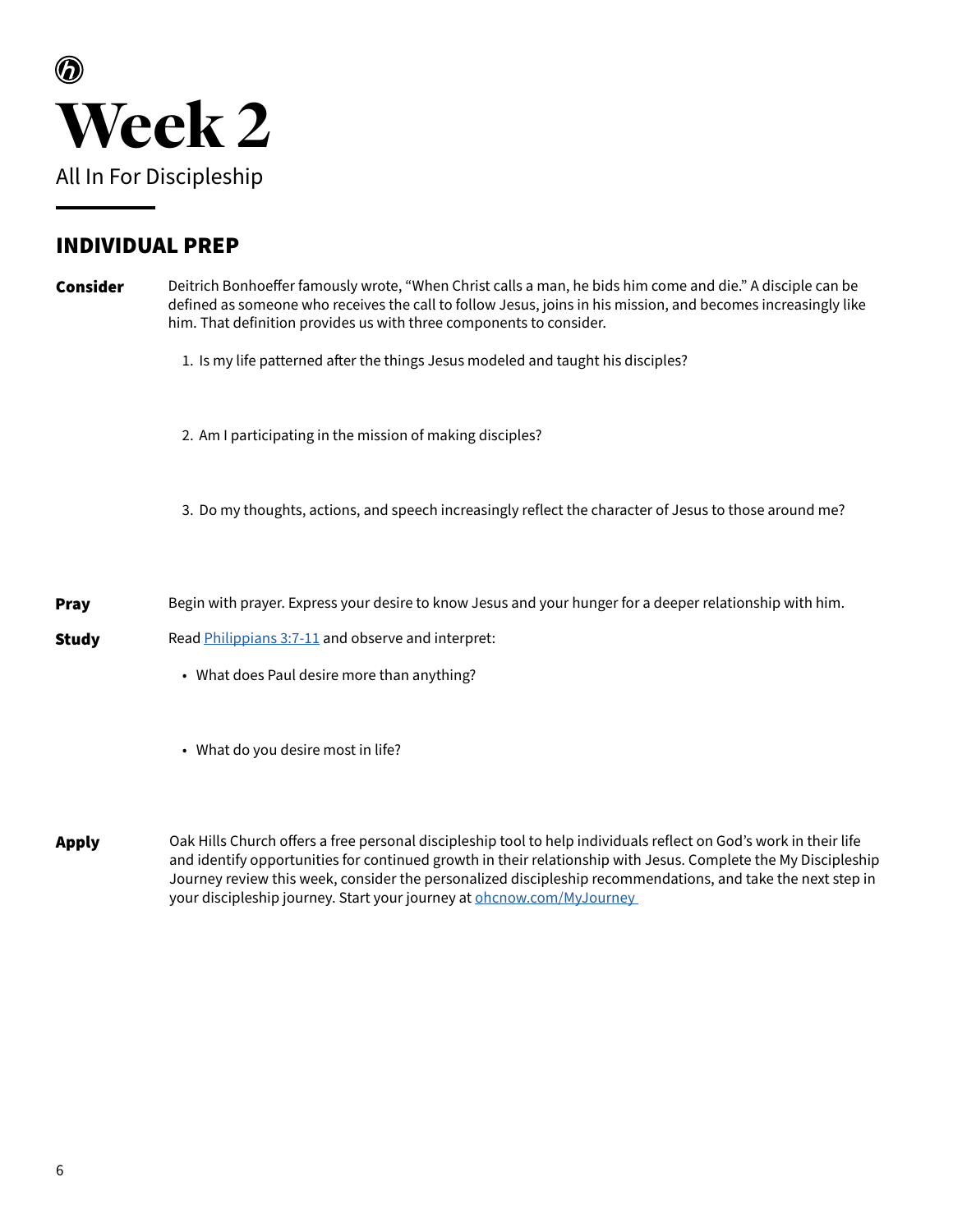# Week 2

All In For Discipleship

## INDIVIDUAL PREP

**Consider**

Deitrich Bonhoeffer famously wrote, "When Christ calls a man, he bids him come and die." A disciple can be defined as someone who receives the call to follow Jesus, joins in his mission, and becomes increasingly like him. That definition provides us with three components to consider.

1. Is my life patterned after the things Jesus modeled and taught his disciples?

2. Am I participating in the mission of making disciples?

3. Do my thoughts, actions, and speech increasingly reflect the character of Jesus to those around me?

**Pray**

Begin with prayer. Express your desire to know Jesus and your hunger for a deeper relationship with him.

**Study**

Read Philippians 3:7-11 and observe and interpret:

- What does Paul desire more than anything?

- What do you desire most in life?

**Apply**

Oak Hills Church offers a free personal discipleship tool to help individuals reflect on God's work in their life and identify opportunities for continued growth in their relationship with Jesus. Complete the My Discipleship Journey review this week, consider the personalized discipleship recommendations, and take the next step in your discipleship journey. Start your journey at ohcnow.com/MyJourney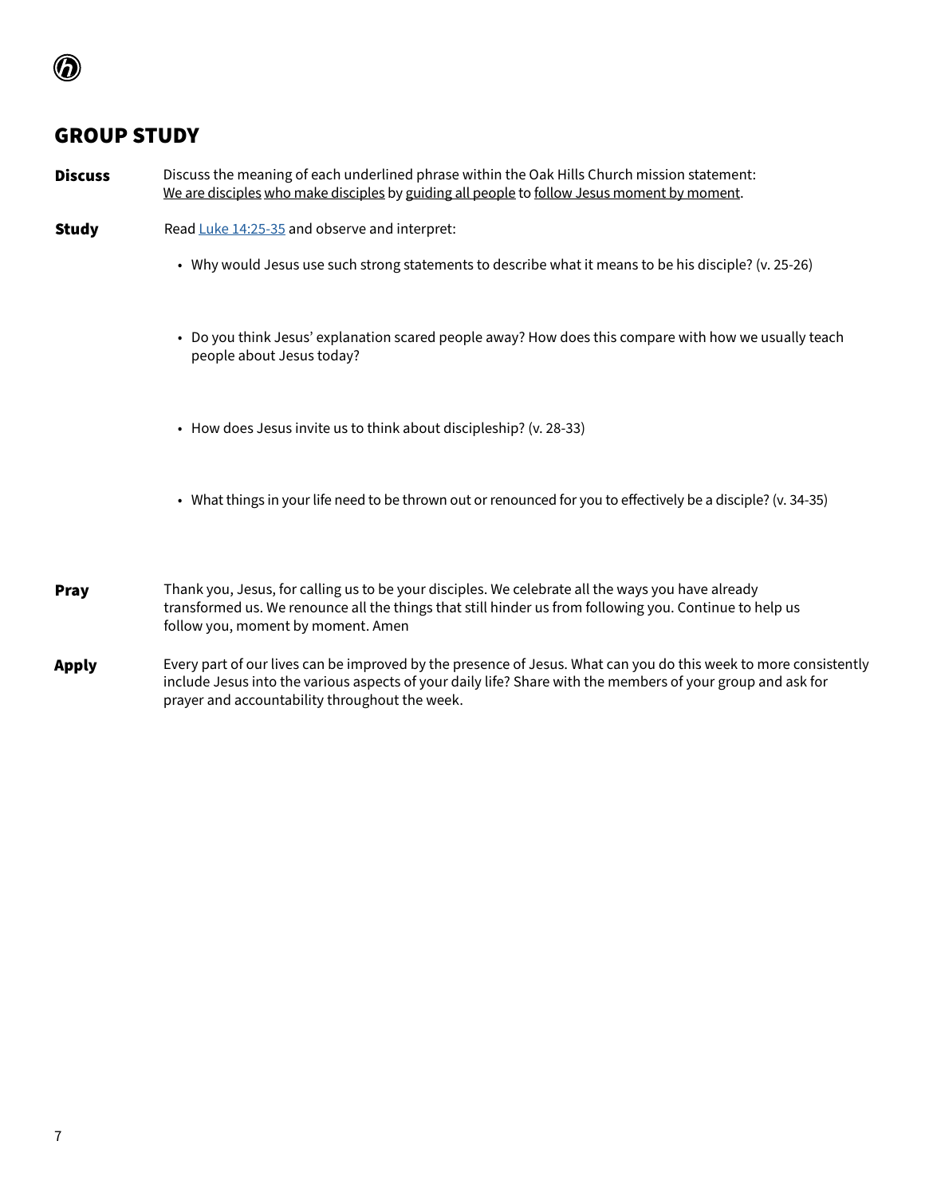## GROUP STUDY

**Discuss** Discuss the meaning of each underlined phrase within the Oak Hills Church mission statement:
<u>We are disciples</u> <u>who make disciples</u> by <u>guiding all people</u> to <u>follow Jesus moment by moment</u>.

**Study** Read [Luke 14:25-35](Luke 14:25-35) and observe and interpret:

- Why would Jesus use such strong statements to describe what it means to be his disciple? (v. 25-26)
- Do you think Jesus' explanation scared people away? How does this compare with how we usually teach people about Jesus today?
- How does Jesus invite us to think about discipleship? (v. 28-33)
- What things in your life need to be thrown out or renounced for you to effectively be a disciple? (v. 34-35)

**Pray** Thank you, Jesus, for calling us to be your disciples. We celebrate all the ways you have already transformed us. We renounce all the things that still hinder us from following you. Continue to help us follow you, moment by moment. Amen

**Apply** Every part of our lives can be improved by the presence of Jesus. What can you do this week to more consistently include Jesus into the various aspects of your daily life? Share with the members of your group and ask for prayer and accountability throughout the week.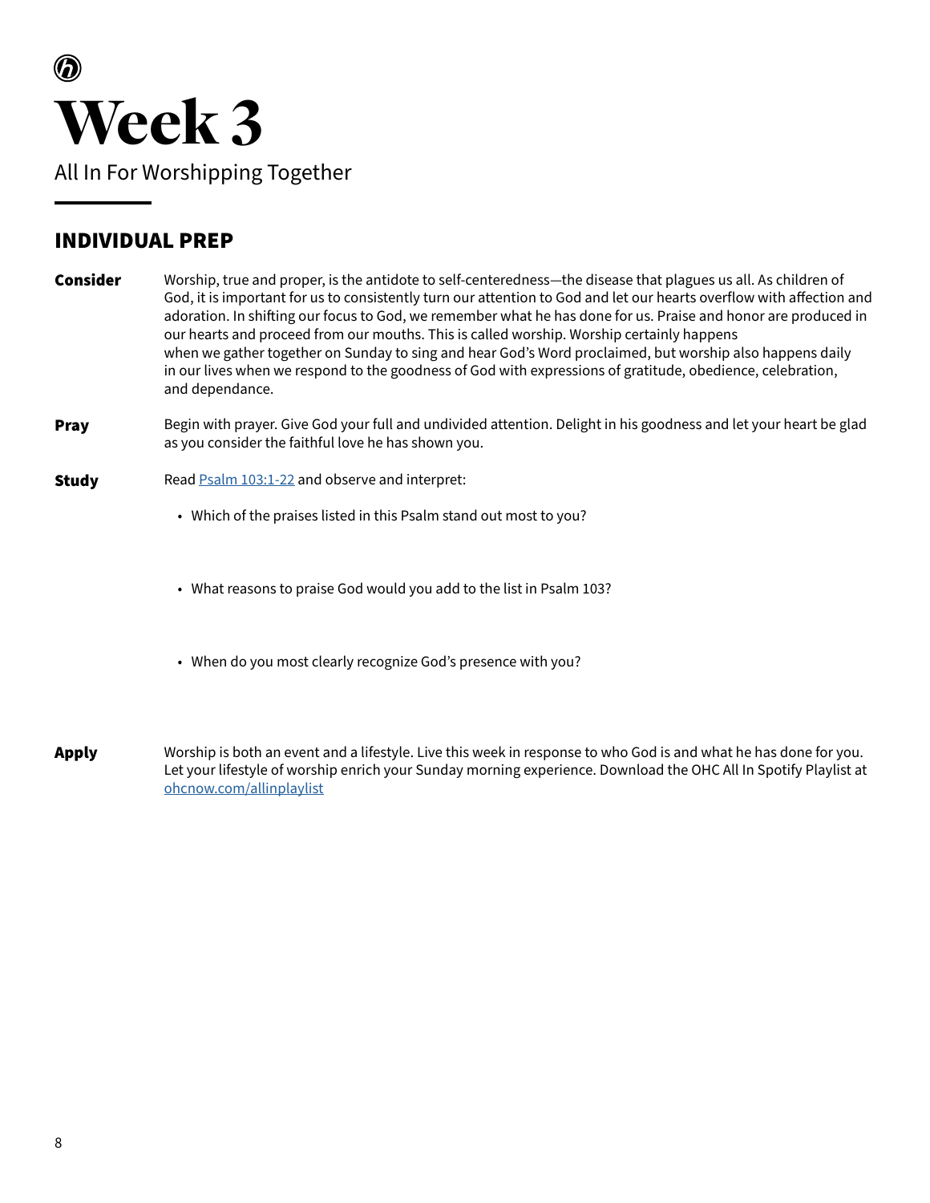# Week 3

All In For Worshipping Together

## INDIVIDUAL PREP

**Consider**

Worship, true and proper, is the antidote to self-centeredness—the disease that plagues us all. As children of God, it is important for us to consistently turn our attention to God and let our hearts overflow with affection and adoration. In shifting our focus to God, we remember what he has done for us. Praise and honor are produced in our hearts and proceed from our mouths. This is called worship. Worship certainly happens when we gather together on Sunday to sing and hear God's Word proclaimed, but worship also happens daily in our lives when we respond to the goodness of God with expressions of gratitude, obedience, celebration, and dependance.

**Pray**

Begin with prayer. Give God your full and undivided attention. Delight in his goodness and let your heart be glad as you consider the faithful love he has shown you.

**Study**

Read Psalm 103:1-22 and observe and interpret:

- Which of the praises listed in this Psalm stand out most to you?
- What reasons to praise God would you add to the list in Psalm 103?
- When do you most clearly recognize God's presence with you?

**Apply**

Worship is both an event and a lifestyle. Live this week in response to who God is and what he has done for you. Let your lifestyle of worship enrich your Sunday morning experience. Download the OHC All In Spotify Playlist at ohcnow.com/allinplaylist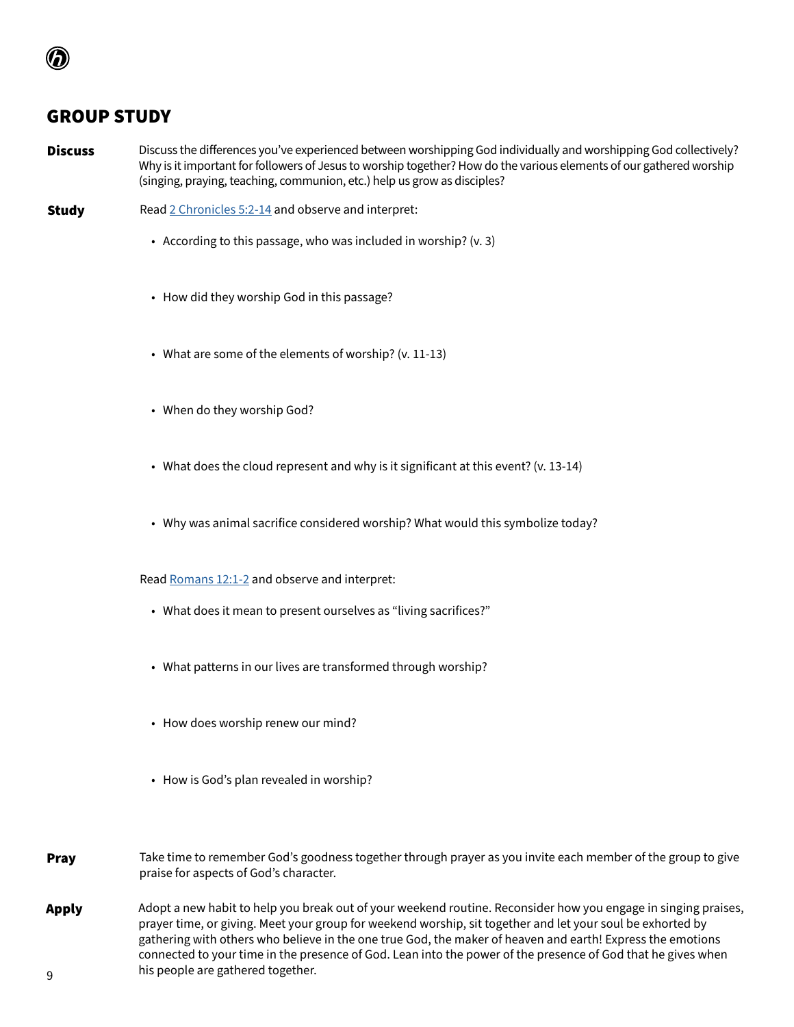## GROUP STUDY

**Discuss** Discuss the differences you've experienced between worshipping God individually and worshipping God collectively? Why is it important for followers of Jesus to worship together? How do the various elements of our gathered worship (singing, praying, teaching, communion, etc.) help us grow as disciples?

**Study** Read [2 Chronicles 5:2-14]() and observe and interpret:

- According to this passage, who was included in worship? (v. 3)
- How did they worship God in this passage?
- What are some of the elements of worship? (v. 11-13)
- When do they worship God?
- What does the cloud represent and why is it significant at this event? (v. 13-14)
- Why was animal sacrifice considered worship? What would this symbolize today?

Read [Romans 12:1-2]() and observe and interpret:

- What does it mean to present ourselves as "living sacrifices?"
- What patterns in our lives are transformed through worship?
- How does worship renew our mind?
- How is God's plan revealed in worship?

**Pray** Take time to remember God's goodness together through prayer as you invite each member of the group to give praise for aspects of God's character.

**Apply** Adopt a new habit to help you break out of your weekend routine. Reconsider how you engage in singing praises, prayer time, or giving. Meet your group for weekend worship, sit together and let your soul be exhorted by gathering with others who believe in the one true God, the maker of heaven and earth! Express the emotions connected to your time in the presence of God. Lean into the power of the presence of God that he gives when his people are gathered together.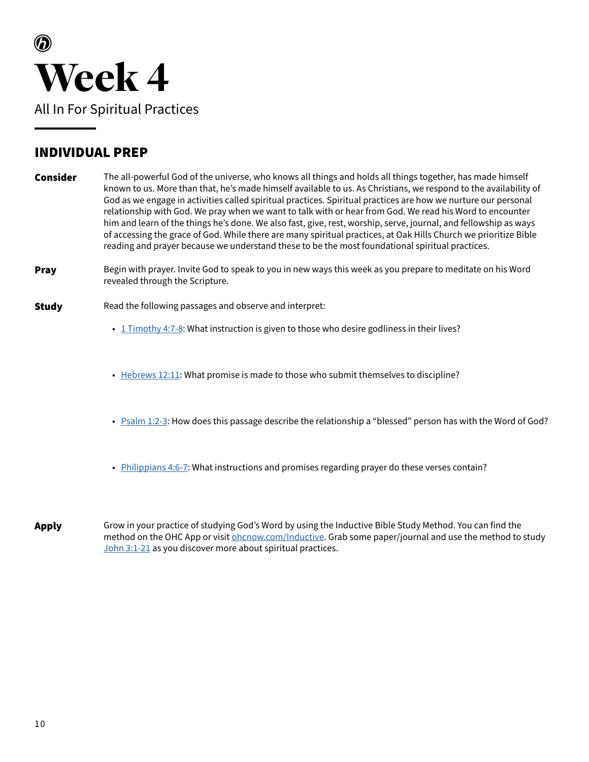# Week 4

All In For Spiritual Practices

## INDIVIDUAL PREP

**Consider** The all-powerful God of the universe, who knows all things and holds all things together, has made himself known to us. More than that, he's made himself available to us. As Christians, we respond to the availability of God as we engage in activities called spiritual practices. Spiritual practices are how we nurture our personal relationship with God. We pray when we want to talk with or hear from God. We read his Word to encounter him and learn of the things he's done. We also fast, give, rest, worship, serve, journal, and fellowship as ways of accessing the grace of God. While there are many spiritual practices, at Oak Hills Church we prioritize Bible reading and prayer because we understand these to be the most foundational spiritual practices.

**Pray** Begin with prayer. Invite God to speak to you in new ways this week as you prepare to meditate on his Word revealed through the Scripture.

**Study** Read the following passages and observe and interpret:

- 1 Timothy 4:7-8: What instruction is given to those who desire godliness in their lives?
- Hebrews 12:11: What promise is made to those who submit themselves to discipline?
- Psalm 1:2-3: How does this passage describe the relationship a "blessed" person has with the Word of God?
- Philippians 4:6-7: What instructions and promises regarding prayer do these verses contain?

**Apply** Grow in your practice of studying God's Word by using the Inductive Bible Study Method. You can find the method on the OHC App or visit ohcnow.com/Inductive. Grab some paper/journal and use the method to study John 3:1-21 as you discover more about spiritual practices.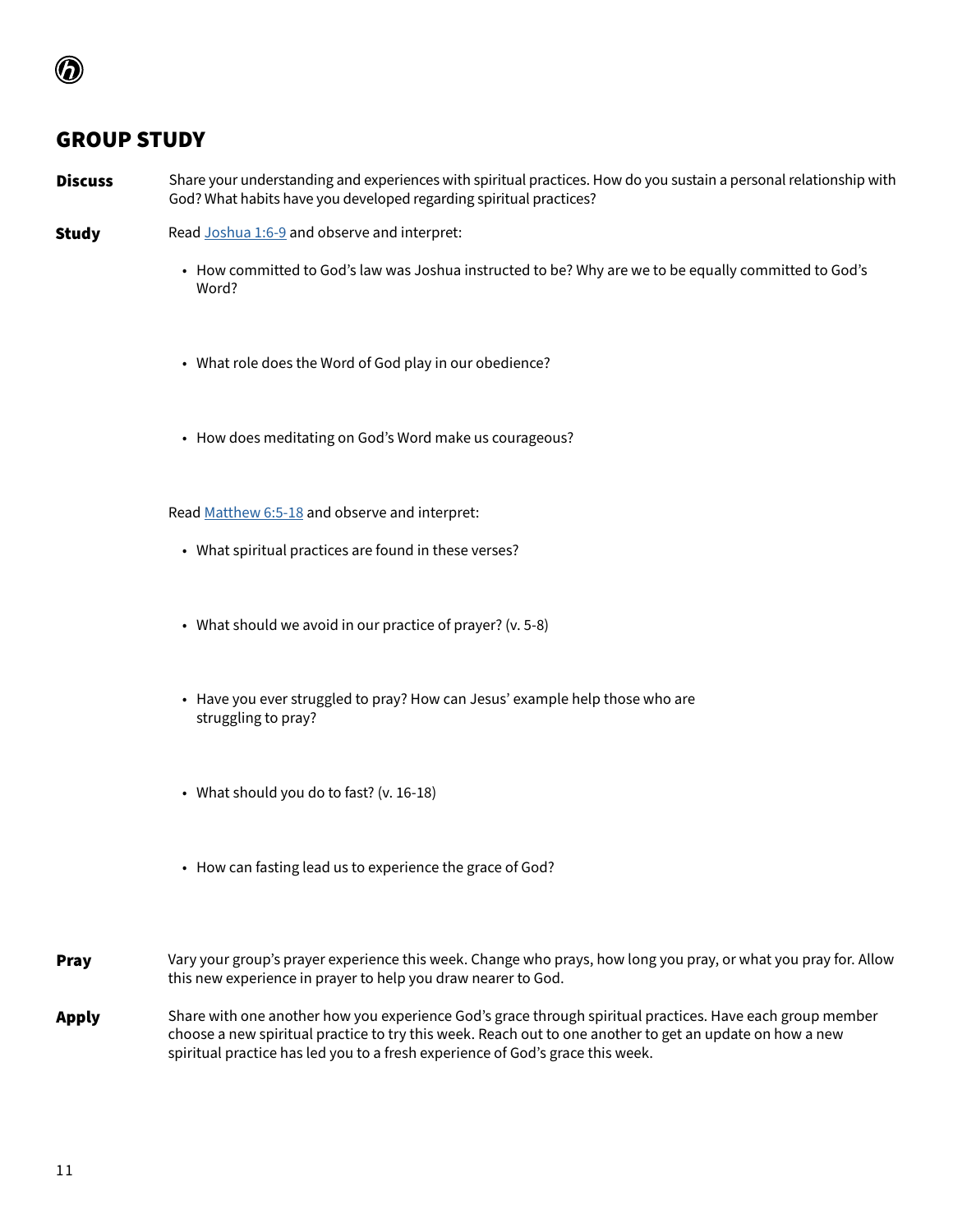## GROUP STUDY

**Discuss** Share your understanding and experiences with spiritual practices. How do you sustain a personal relationship with God? What habits have you developed regarding spiritual practices?

**Study** Read Joshua 1:6-9 and observe and interpret:

- How committed to God's law was Joshua instructed to be? Why are we to be equally committed to God's Word?
- What role does the Word of God play in our obedience?
- How does meditating on God's Word make us courageous?

Read Matthew 6:5-18 and observe and interpret:

- What spiritual practices are found in these verses?
- What should we avoid in our practice of prayer? (v. 5-8)
- Have you ever struggled to pray? How can Jesus' example help those who are struggling to pray?
- What should you do to fast? (v. 16-18)
- How can fasting lead us to experience the grace of God?

**Pray** Vary your group's prayer experience this week. Change who prays, how long you pray, or what you pray for. Allow this new experience in prayer to help you draw nearer to God.

**Apply** Share with one another how you experience God's grace through spiritual practices. Have each group member choose a new spiritual practice to try this week. Reach out to one another to get an update on how a new spiritual practice has led you to a fresh experience of God's grace this week.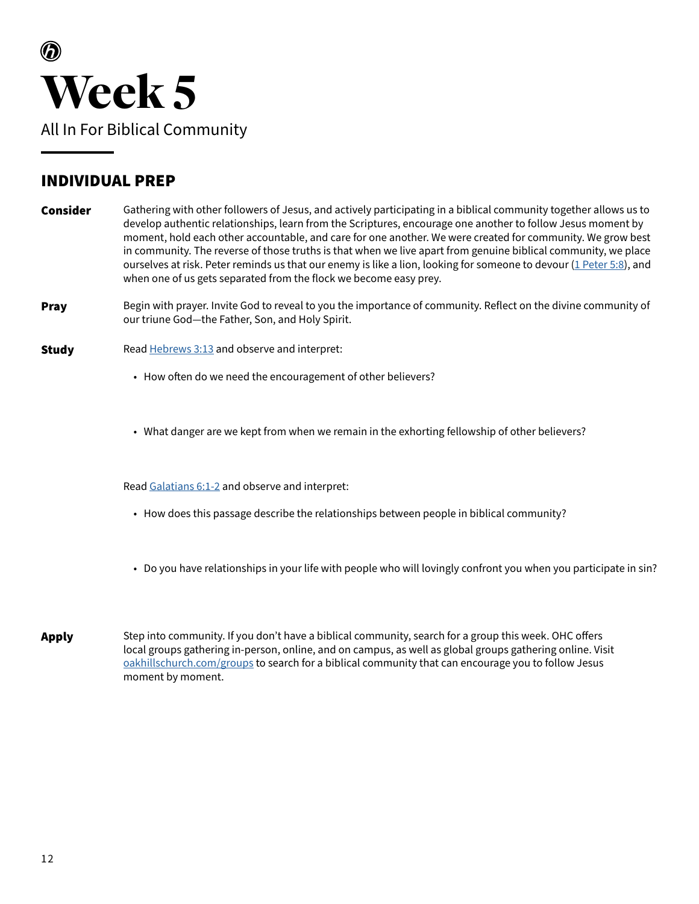# Week 5

All In For Biblical Community

## INDIVIDUAL PREP

**Consider**

Gathering with other followers of Jesus, and actively participating in a biblical community together allows us to develop authentic relationships, learn from the Scriptures, encourage one another to follow Jesus moment by moment, hold each other accountable, and care for one another. We were created for community. We grow best in community. The reverse of those truths is that when we live apart from genuine biblical community, we place ourselves at risk. Peter reminds us that our enemy is like a lion, looking for someone to devour (1 Peter 5:8), and when one of us gets separated from the flock we become easy prey.

**Pray**

Begin with prayer. Invite God to reveal to you the importance of community. Reflect on the divine community of our triune God—the Father, Son, and Holy Spirit.

**Study**

Read Hebrews 3:13 and observe and interpret:

- How often do we need the encouragement of other believers?
- What danger are we kept from when we remain in the exhorting fellowship of other believers?

Read Galatians 6:1-2 and observe and interpret:

- How does this passage describe the relationships between people in biblical community?
- Do you have relationships in your life with people who will lovingly confront you when you participate in sin?

**Apply**

Step into community. If you don't have a biblical community, search for a group this week. OHC offers local groups gathering in-person, online, and on campus, as well as global groups gathering online. Visit oakhillschurch.com/groups to search for a biblical community that can encourage you to follow Jesus moment by moment.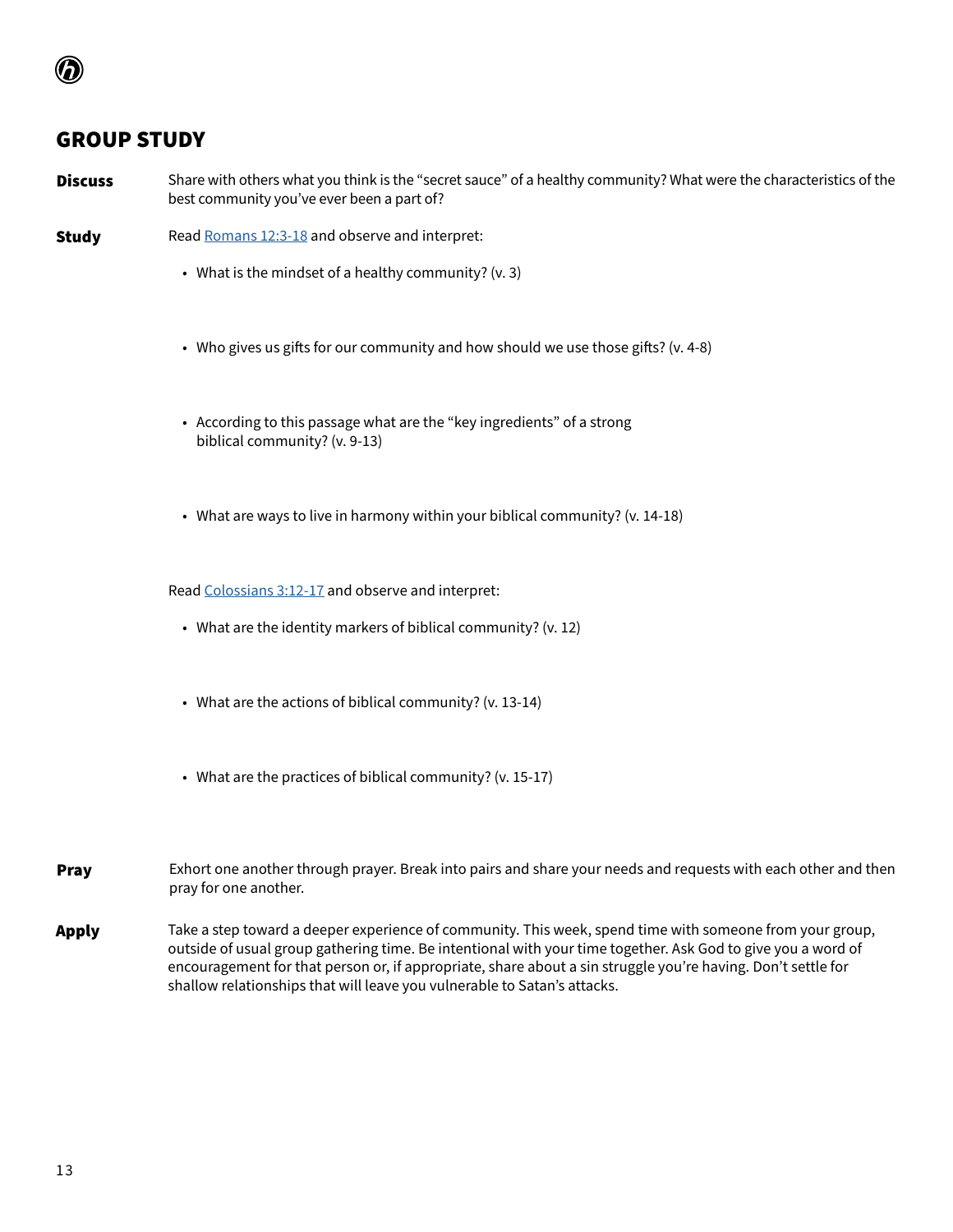## GROUP STUDY

**Discuss** Share with others what you think is the "secret sauce" of a healthy community? What were the characteristics of the best community you've ever been a part of?

**Study** Read [Romans 12:3-18]() and observe and interpret:

- What is the mindset of a healthy community? (v. 3)
- Who gives us gifts for our community and how should we use those gifts? (v. 4-8)
- According to this passage what are the "key ingredients" of a strong biblical community? (v. 9-13)
- What are ways to live in harmony within your biblical community? (v. 14-18)

Read [Colossians 3:12-17]() and observe and interpret:

- What are the identity markers of biblical community? (v. 12)
- What are the actions of biblical community? (v. 13-14)
- What are the practices of biblical community? (v. 15-17)

**Pray** Exhort one another through prayer. Break into pairs and share your needs and requests with each other and then pray for one another.

**Apply** Take a step toward a deeper experience of community. This week, spend time with someone from your group, outside of usual group gathering time. Be intentional with your time together. Ask God to give you a word of encouragement for that person or, if appropriate, share about a sin struggle you're having. Don't settle for shallow relationships that will leave you vulnerable to Satan's attacks.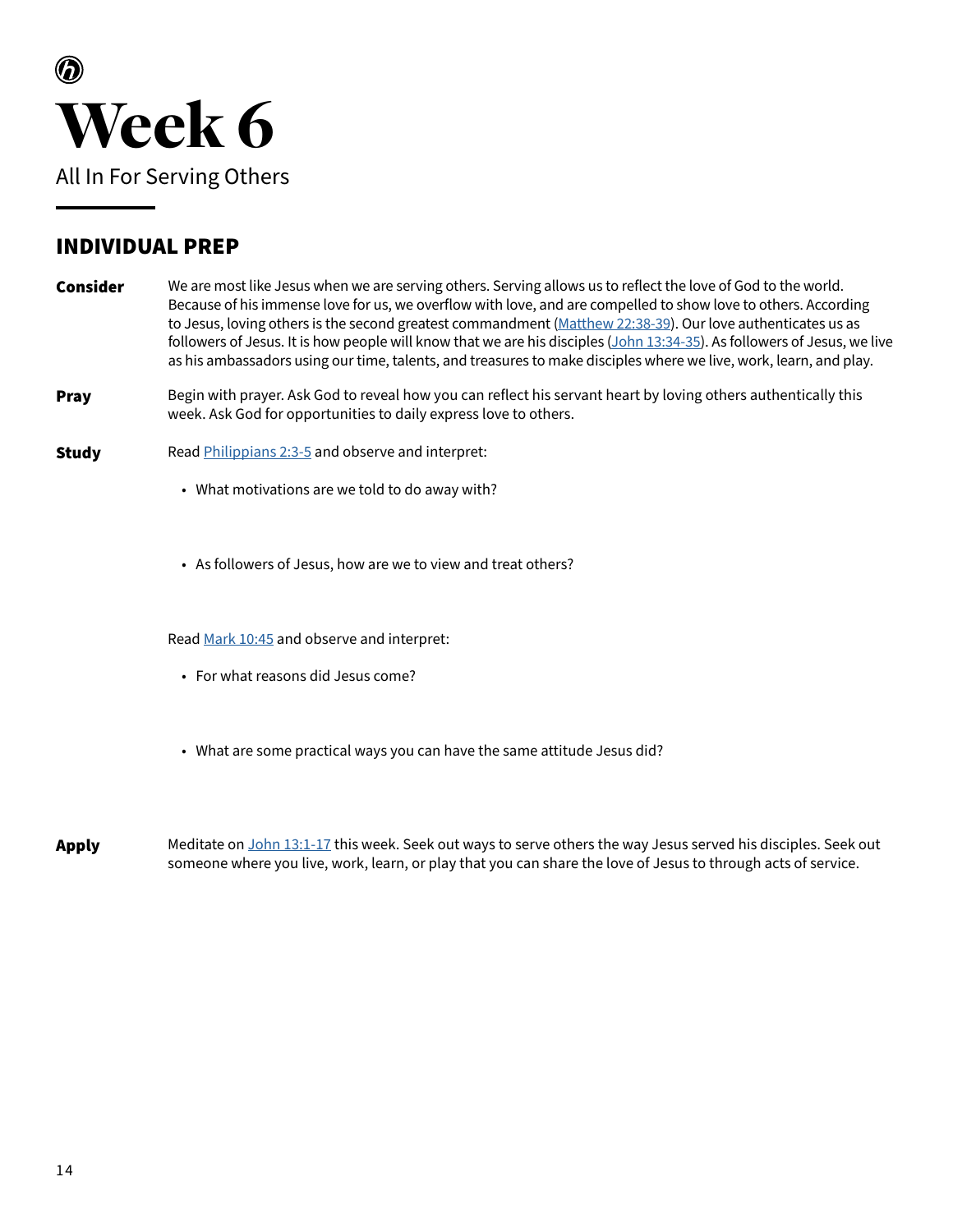# Week 6

All In For Serving Others

## INDIVIDUAL PREP

**Consider**

We are most like Jesus when we are serving others. Serving allows us to reflect the love of God to the world. Because of his immense love for us, we overflow with love, and are compelled to show love to others. According to Jesus, loving others is the second greatest commandment (Matthew 22:38-39). Our love authenticates us as followers of Jesus. It is how people will know that we are his disciples (John 13:34-35). As followers of Jesus, we live as his ambassadors using our time, talents, and treasures to make disciples where we live, work, learn, and play.

**Pray**

Begin with prayer. Ask God to reveal how you can reflect his servant heart by loving others authentically this week. Ask God for opportunities to daily express love to others.

**Study**

Read Philippians 2:3-5 and observe and interpret:

- What motivations are we told to do away with?
- As followers of Jesus, how are we to view and treat others?

Read Mark 10:45 and observe and interpret:

- For what reasons did Jesus come?
- What are some practical ways you can have the same attitude Jesus did?

**Apply**

Meditate on John 13:1-17 this week. Seek out ways to serve others the way Jesus served his disciples. Seek out someone where you live, work, learn, or play that you can share the love of Jesus to through acts of service.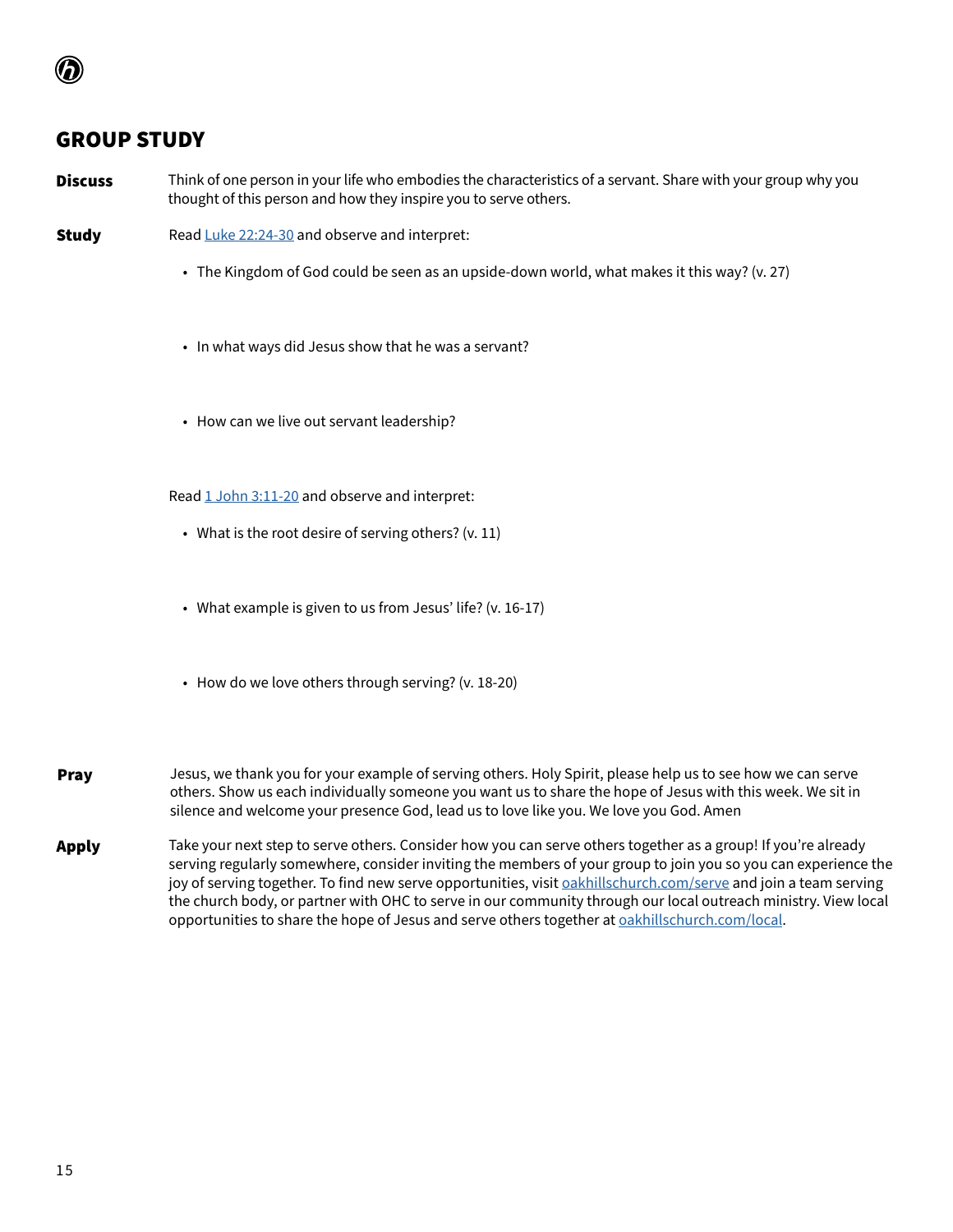## GROUP STUDY

**Discuss**

Think of one person in your life who embodies the characteristics of a servant. Share with your group why you thought of this person and how they inspire you to serve others.

**Study**

Read [Luke 22:24-30](#) and observe and interpret:

- The Kingdom of God could be seen as an upside-down world, what makes it this way? (v. 27)
- In what ways did Jesus show that he was a servant?
- How can we live out servant leadership?

Read [1 John 3:11-20](#) and observe and interpret:

- What is the root desire of serving others? (v. 11)
- What example is given to us from Jesus' life? (v. 16-17)
- How do we love others through serving? (v. 18-20)

**Pray**

Jesus, we thank you for your example of serving others. Holy Spirit, please help us to see how we can serve others. Show us each individually someone you want us to share the hope of Jesus with this week. We sit in silence and welcome your presence God, lead us to love like you. We love you God. Amen

**Apply**

Take your next step to serve others. Consider how you can serve others together as a group! If you're already serving regularly somewhere, consider inviting the members of your group to join you so you can experience the joy of serving together. To find new serve opportunities, visit [oakhillschurch.com/serve](#) and join a team serving the church body, or partner with OHC to serve in our community through our local outreach ministry. View local opportunities to share the hope of Jesus and serve others together at [oakhillschurch.com/local](#).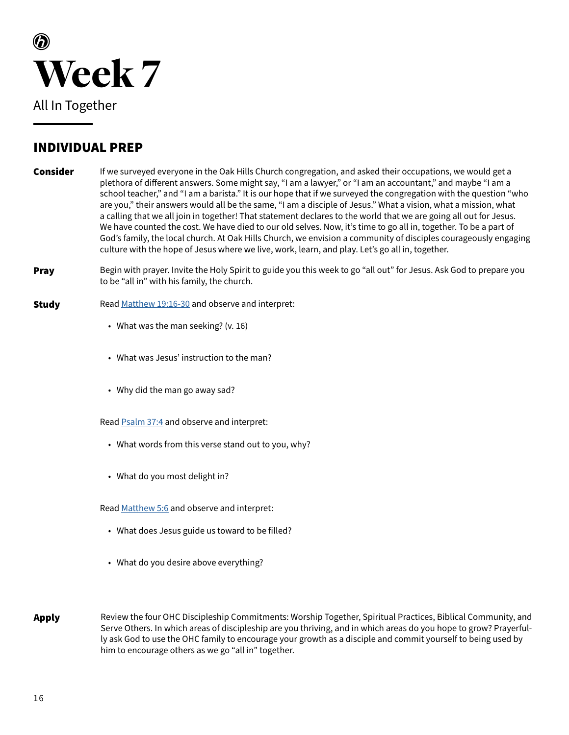# Week 7

All In Together

## INDIVIDUAL PREP

**Consider**

If we surveyed everyone in the Oak Hills Church congregation, and asked their occupations, we would get a plethora of different answers. Some might say, "I am a lawyer," or "I am an accountant," and maybe "I am a school teacher," and "I am a barista." It is our hope that if we surveyed the congregation with the question "who are you," their answers would all be the same, "I am a disciple of Jesus." What a vision, what a mission, what a calling that we all join in together! That statement declares to the world that we are going all out for Jesus. We have counted the cost. We have died to our old selves. Now, it's time to go all in, together. To be a part of God's family, the local church. At Oak Hills Church, we envision a community of disciples courageously engaging culture with the hope of Jesus where we live, work, learn, and play. Let's go all in, together.

**Pray**

Begin with prayer. Invite the Holy Spirit to guide you this week to go "all out" for Jesus. Ask God to prepare you to be "all in" with his family, the church.

**Study**

Read Matthew 19:16-30 and observe and interpret:

- What was the man seeking? (v. 16)
- What was Jesus' instruction to the man?
- Why did the man go away sad?

Read Psalm 37:4 and observe and interpret:

- What words from this verse stand out to you, why?
- What do you most delight in?

Read Matthew 5:6 and observe and interpret:

- What does Jesus guide us toward to be filled?
- What do you desire above everything?

**Apply**

Review the four OHC Discipleship Commitments: Worship Together, Spiritual Practices, Biblical Community, and Serve Others. In which areas of discipleship are you thriving, and in which areas do you hope to grow? Prayerfully ask God to use the OHC family to encourage your growth as a disciple and commit yourself to being used by him to encourage others as we go "all in" together.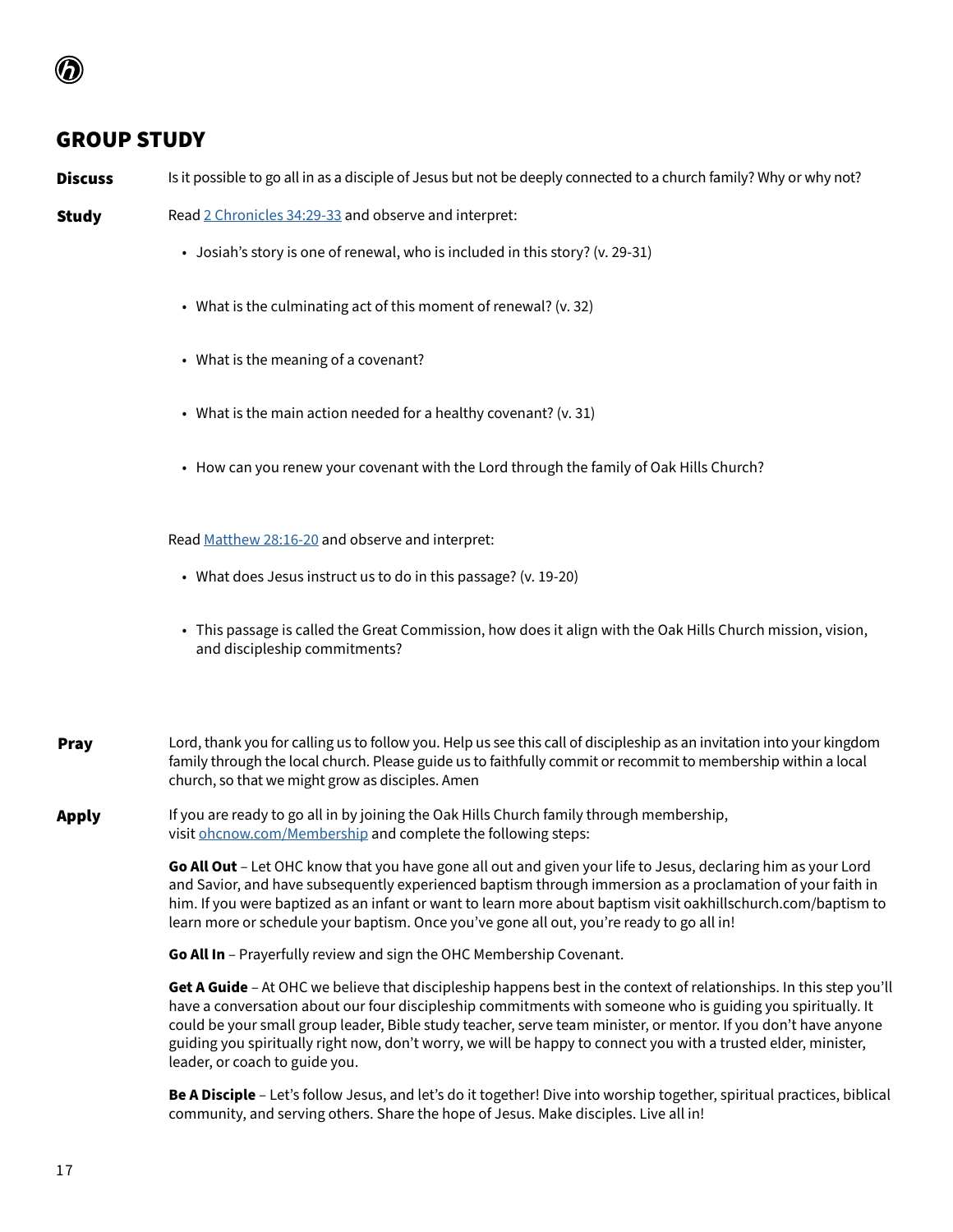## GROUP STUDY

**Discuss** Is it possible to go all in as a disciple of Jesus but not be deeply connected to a church family? Why or why not?

**Study** Read [2 Chronicles 34:29-33]() and observe and interpret:

- Josiah's story is one of renewal, who is included in this story? (v. 29-31)
- What is the culminating act of this moment of renewal? (v. 32)
- What is the meaning of a covenant?
- What is the main action needed for a healthy covenant? (v. 31)
- How can you renew your covenant with the Lord through the family of Oak Hills Church?

Read [Matthew 28:16-20]() and observe and interpret:

- What does Jesus instruct us to do in this passage? (v. 19-20)
- This passage is called the Great Commission, how does it align with the Oak Hills Church mission, vision, and discipleship commitments?

**Pray** Lord, thank you for calling us to follow you. Help us see this call of discipleship as an invitation into your kingdom family through the local church. Please guide us to faithfully commit or recommit to membership within a local church, so that we might grow as disciples. Amen

**Apply** If you are ready to go all in by joining the Oak Hills Church family through membership, visit [ohcnow.com/Membership]() and complete the following steps:

**Go All Out** – Let OHC know that you have gone all out and given your life to Jesus, declaring him as your Lord and Savior, and have subsequently experienced baptism through immersion as a proclamation of your faith in him. If you were baptized as an infant or want to learn more about baptism visit oakhillschurch.com/baptism to learn more or schedule your baptism. Once you've gone all out, you're ready to go all in!

**Go All In** – Prayerfully review and sign the OHC Membership Covenant.

**Get A Guide** – At OHC we believe that discipleship happens best in the context of relationships. In this step you'll have a conversation about our four discipleship commitments with someone who is guiding you spiritually. It could be your small group leader, Bible study teacher, serve team minister, or mentor. If you don't have anyone guiding you spiritually right now, don't worry, we will be happy to connect you with a trusted elder, minister, leader, or coach to guide you.

**Be A Disciple** – Let's follow Jesus, and let's do it together! Dive into worship together, spiritual practices, biblical community, and serving others. Share the hope of Jesus. Make disciples. Live all in!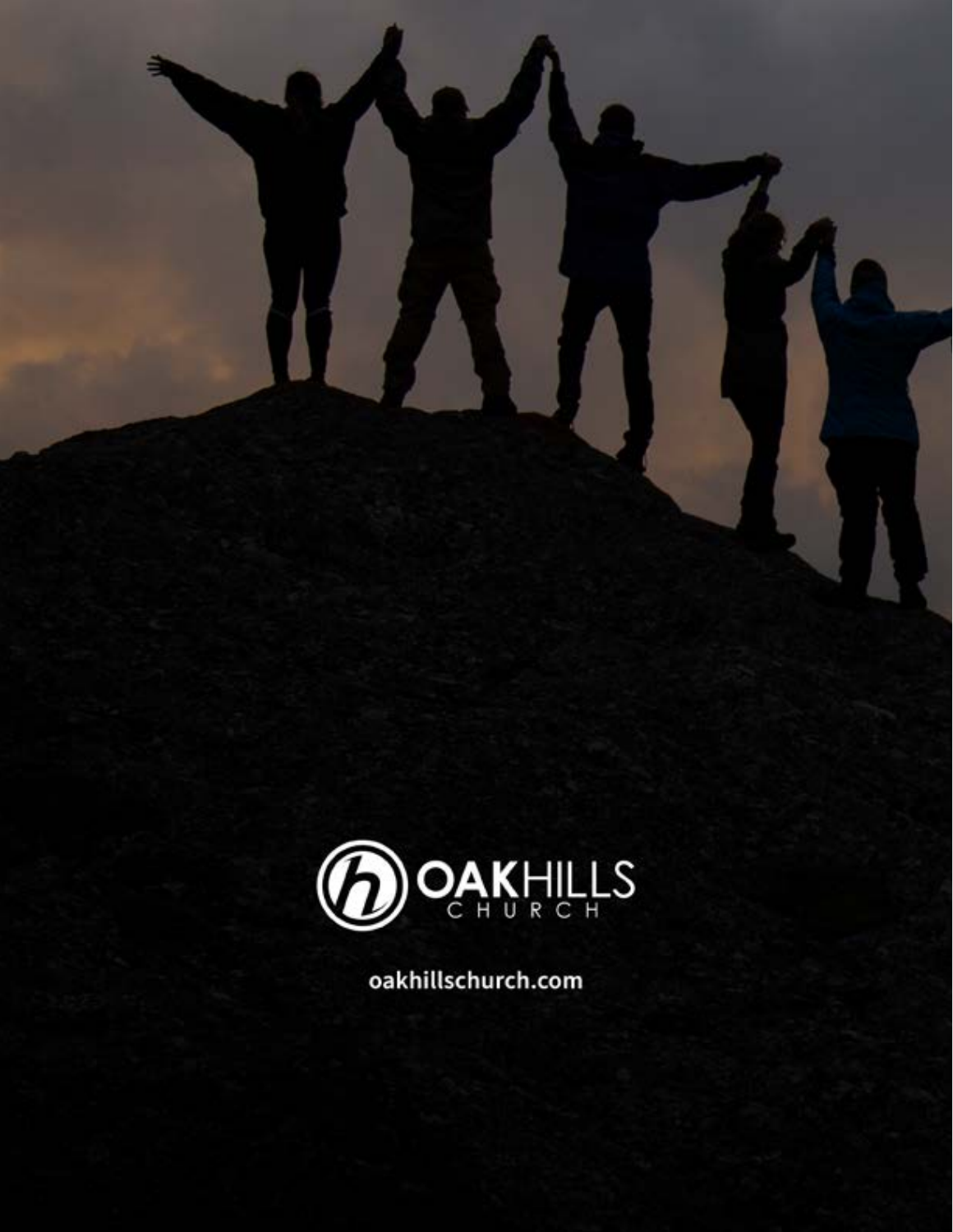OAKHILLS CHURCH

oakhillschurch.com